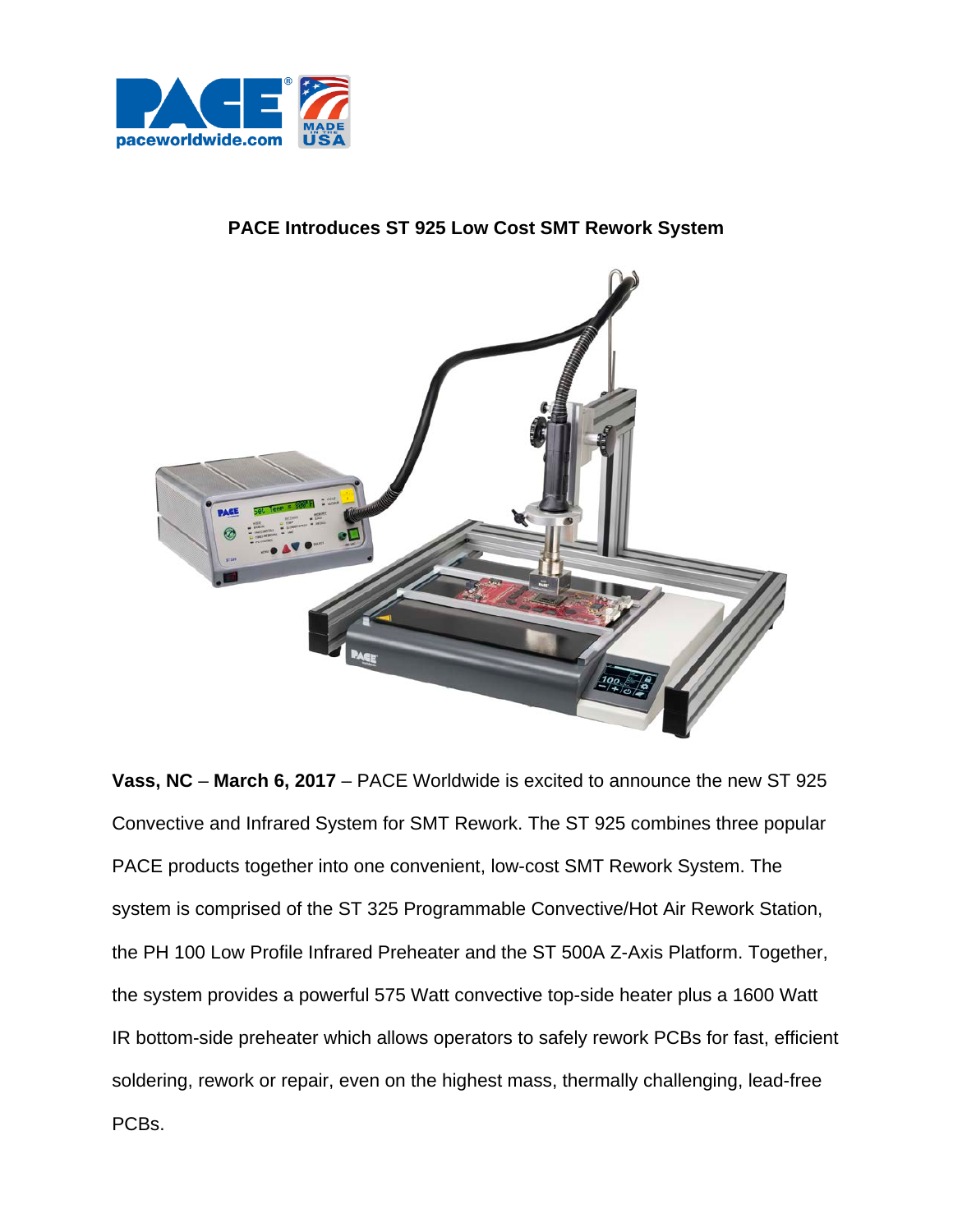# PACE Introduces ST 925 Low Cost SMT Rework System

**Vass, NC** – **March 6, 2017** – PACE Worldwide is excited to announce the new ST 925 Convective and Infrared System for SMT Rework. The ST 925 combines three popular PACE products together into one convenient, low-cost SMT Rework System. The system is comprised of the ST 325 Programmable Convective/Hot Air Rework Station, the PH 100 Low Profile Infrared Preheater and the ST 500A Z-Axis Platform. Together, the system provides a powerful 575 Watt convective top-side heater plus a 1600 Watt IR bottom-side preheater which allows operators to safely rework PCBs for fast, efficient soldering, rework or repair, even on the highest mass, thermally challenging, lead-free PCBs.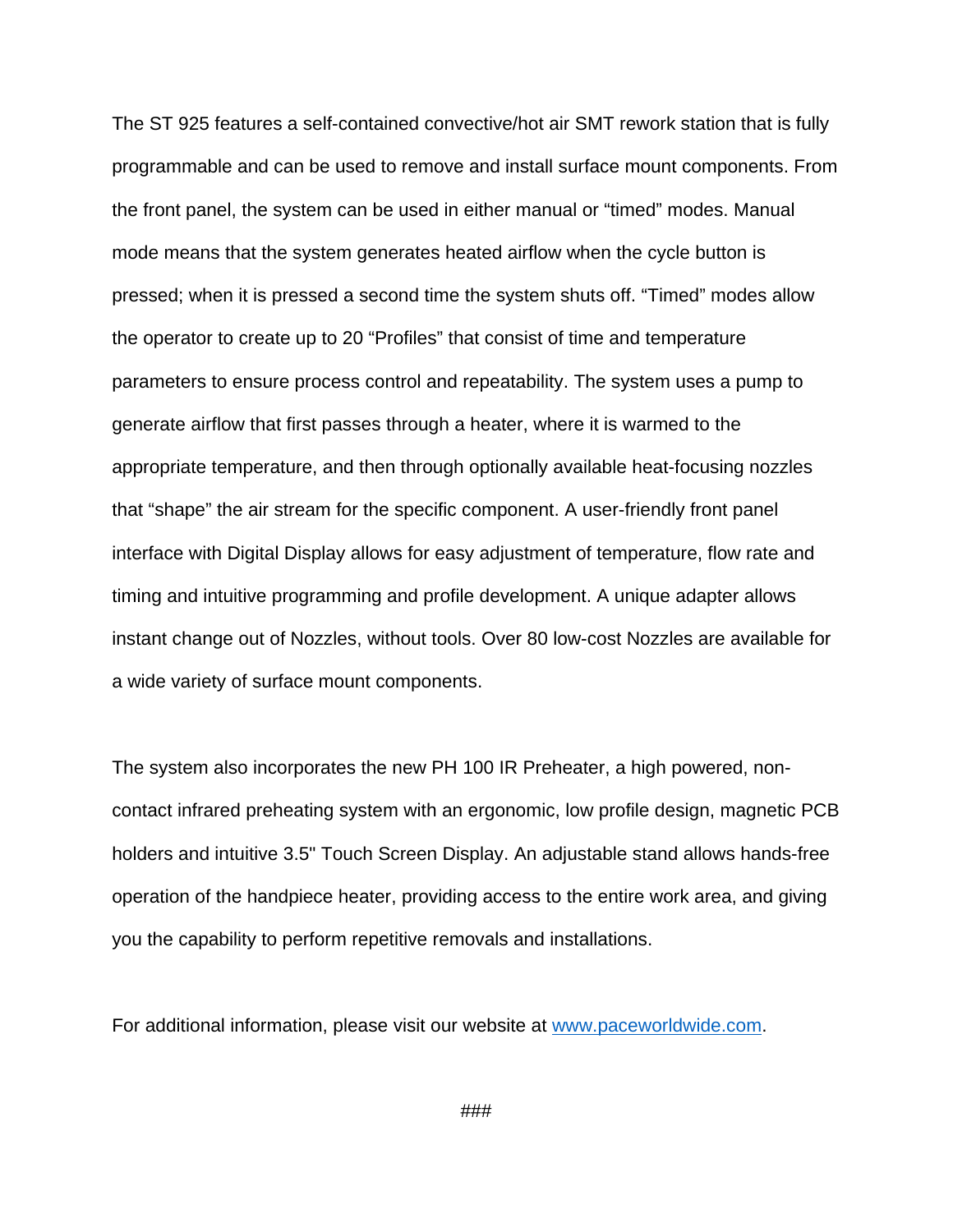The ST 925 features a self-contained convective/hot air SMT rework station that is fully programmable and can be used to remove and install surface mount components. From the front panel, the system can be used in either manual or “timed” modes. Manual mode means that the system generates heated airflow when the cycle button is pressed; when it is pressed a second time the system shuts off. “Timed” modes allow the operator to create up to 20 “Profiles” that consist of time and temperature parameters to ensure process control and repeatability. The system uses a pump to generate airflow that first passes through a heater, where it is warmed to the appropriate temperature, and then through optionally available heat-focusing nozzles that “shape” the air stream for the specific component. A user-friendly front panel interface with Digital Display allows for easy adjustment of temperature, flow rate and timing and intuitive programming and profile development. A unique adapter allows instant change out of Nozzles, without tools. Over 80 low-cost Nozzles are available for a wide variety of surface mount components.

The system also incorporates the new PH 100 IR Preheater, a high powered, non-contact infrared preheating system with an ergonomic, low profile design, magnetic PCB holders and intuitive 3.5" Touch Screen Display. An adjustable stand allows hands-free operation of the handpiece heater, providing access to the entire work area, and giving you the capability to perform repetitive removals and installations.

For additional information, please visit our website at www.paceworldwide.com.

###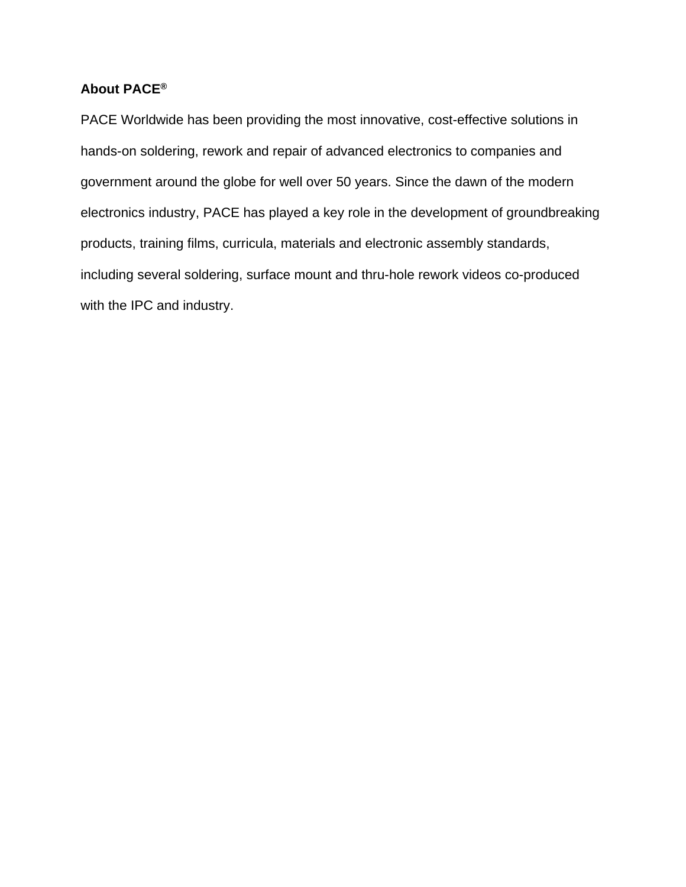**About PACE®**

PACE Worldwide has been providing the most innovative, cost-effective solutions in hands-on soldering, rework and repair of advanced electronics to companies and government around the globe for well over 50 years. Since the dawn of the modern electronics industry, PACE has played a key role in the development of groundbreaking products, training films, curricula, materials and electronic assembly standards, including several soldering, surface mount and thru-hole rework videos co-produced with the IPC and industry.